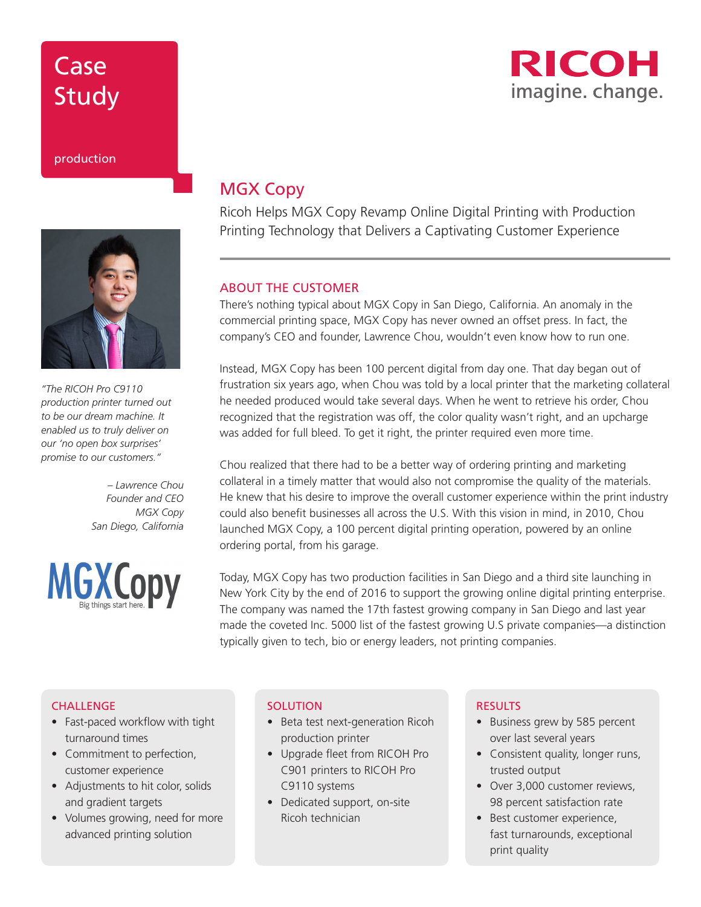# Case Study

production

RICOH
imagine. change.

## MGX Copy

Ricoh Helps MGX Copy Revamp Online Digital Printing with Production Printing Technology that Delivers a Captivating Customer Experience

### ABOUT THE CUSTOMER

There's nothing typical about MGX Copy in San Diego, California. An anomaly in the commercial printing space, MGX Copy has never owned an offset press. In fact, the company's CEO and founder, Lawrence Chou, wouldn't even know how to run one.

Instead, MGX Copy has been 100 percent digital from day one. That day began out of frustration six years ago, when Chou was told by a local printer that the marketing collateral he needed produced would take several days. When he went to retrieve his order, Chou recognized that the registration was off, the color quality wasn't right, and an upcharge was added for full bleed. To get it right, the printer required even more time.

Chou realized that there had to be a better way of ordering printing and marketing collateral in a timely matter that would also not compromise the quality of the materials. He knew that his desire to improve the overall customer experience within the print industry could also benefit businesses all across the U.S. With this vision in mind, in 2010, Chou launched MGX Copy, a 100 percent digital printing operation, powered by an online ordering portal, from his garage.

Today, MGX Copy has two production facilities in San Diego and a third site launching in New York City by the end of 2016 to support the growing online digital printing enterprise. The company was named the 17th fastest growing company in San Diego and last year made the coveted Inc. 5000 list of the fastest growing U.S private companies—a distinction typically given to tech, bio or energy leaders, not printing companies.

*"The RICOH Pro C9110 production printer turned out to be our dream machine. It enabled us to truly deliver on our 'no open box surprises' promise to our customers."*

*– Lawrence Chou*
*Founder and CEO*
*MGX Copy*
*San Diego, California*

MGXCopy
Big things start here.

### CHALLENGE

- Fast-paced workflow with tight turnaround times
- Commitment to perfection, customer experience
- Adjustments to hit color, solids and gradient targets
- Volumes growing, need for more advanced printing solution

### SOLUTION

- Beta test next-generation Ricoh production printer
- Upgrade fleet from RICOH Pro C901 printers to RICOH Pro C9110 systems
- Dedicated support, on-site Ricoh technician

### RESULTS

- Business grew by 585 percent over last several years
- Consistent quality, longer runs, trusted output
- Over 3,000 customer reviews, 98 percent satisfaction rate
- Best customer experience, fast turnarounds, exceptional print quality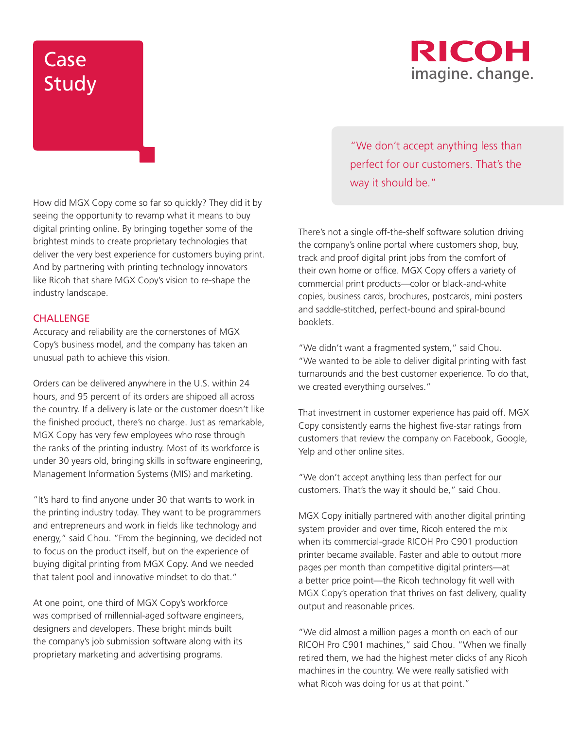# Case Study

RICOH imagine. change.

How did MGX Copy come so far so quickly? They did it by seeing the opportunity to revamp what it means to buy digital printing online. By bringing together some of the brightest minds to create proprietary technologies that deliver the very best experience for customers buying print. And by partnering with printing technology innovators like Ricoh that share MGX Copy's vision to re-shape the industry landscape.

## CHALLENGE

Accuracy and reliability are the cornerstones of MGX Copy's business model, and the company has taken an unusual path to achieve this vision.

Orders can be delivered anywhere in the U.S. within 24 hours, and 95 percent of its orders are shipped all across the country. If a delivery is late or the customer doesn't like the finished product, there's no charge. Just as remarkable, MGX Copy has very few employees who rose through the ranks of the printing industry. Most of its workforce is under 30 years old, bringing skills in software engineering, Management Information Systems (MIS) and marketing.

"It's hard to find anyone under 30 that wants to work in the printing industry today. They want to be programmers and entrepreneurs and work in fields like technology and energy," said Chou. "From the beginning, we decided not to focus on the product itself, but on the experience of buying digital printing from MGX Copy. And we needed that talent pool and innovative mindset to do that."

At one point, one third of MGX Copy's workforce was comprised of millennial-aged software engineers, designers and developers. These bright minds built the company's job submission software along with its proprietary marketing and advertising programs.

> "We don't accept anything less than perfect for our customers. That's the way it should be."

There's not a single off-the-shelf software solution driving the company's online portal where customers shop, buy, track and proof digital print jobs from the comfort of their own home or office. MGX Copy offers a variety of commercial print products—color or black-and-white copies, business cards, brochures, postcards, mini posters and saddle-stitched, perfect-bound and spiral-bound booklets.

"We didn't want a fragmented system," said Chou. "We wanted to be able to deliver digital printing with fast turnarounds and the best customer experience. To do that, we created everything ourselves."

That investment in customer experience has paid off. MGX Copy consistently earns the highest five-star ratings from customers that review the company on Facebook, Google, Yelp and other online sites.

"We don't accept anything less than perfect for our customers. That's the way it should be," said Chou.

MGX Copy initially partnered with another digital printing system provider and over time, Ricoh entered the mix when its commercial-grade RICOH Pro C901 production printer became available. Faster and able to output more pages per month than competitive digital printers—at a better price point—the Ricoh technology fit well with MGX Copy's operation that thrives on fast delivery, quality output and reasonable prices.

"We did almost a million pages a month on each of our RICOH Pro C901 machines," said Chou. "When we finally retired them, we had the highest meter clicks of any Ricoh machines in the country. We were really satisfied with what Ricoh was doing for us at that point."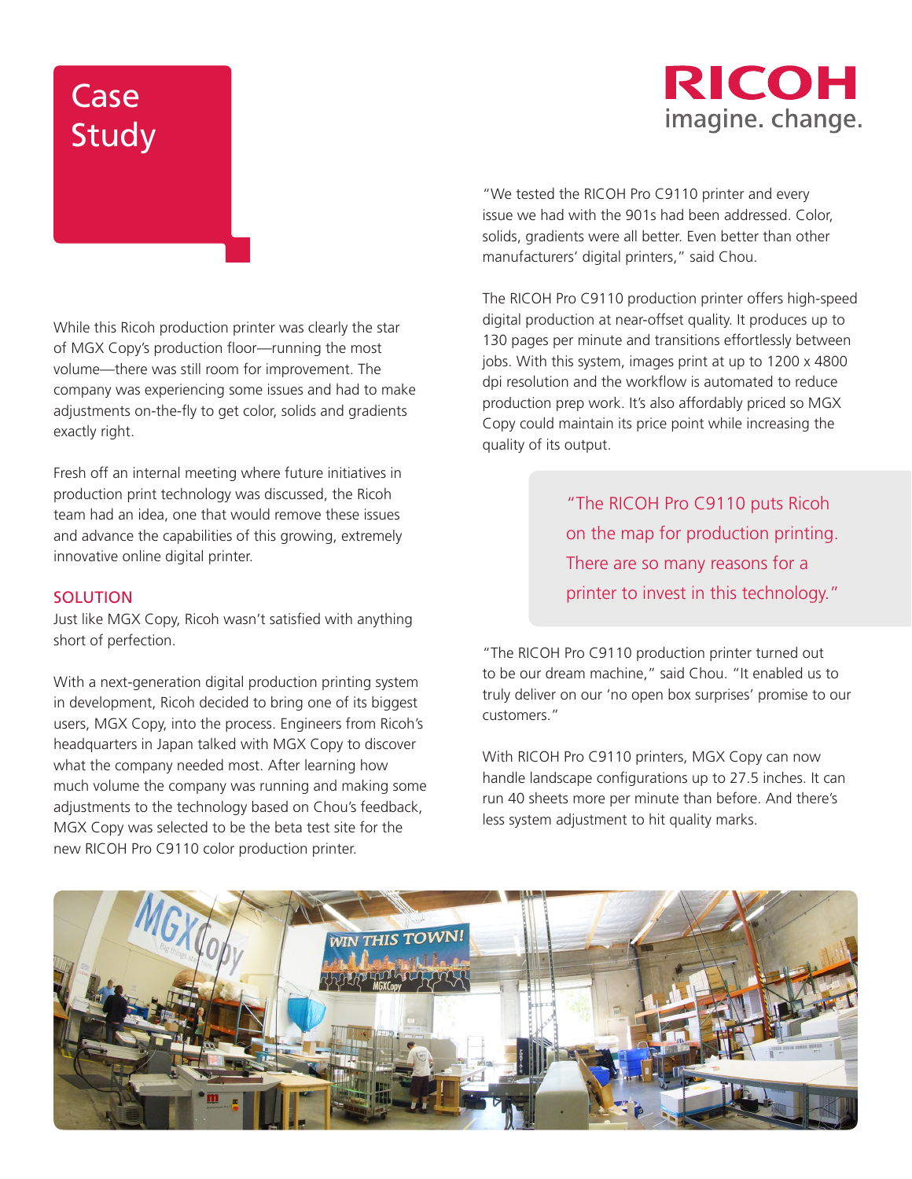# Case Study

While this Ricoh production printer was clearly the star of MGX Copy's production floor—running the most volume—there was still room for improvement. The company was experiencing some issues and had to make adjustments on-the-fly to get color, solids and gradients exactly right.

Fresh off an internal meeting where future initiatives in production print technology was discussed, the Ricoh team had an idea, one that would remove these issues and advance the capabilities of this growing, extremely innovative online digital printer.

## SOLUTION

Just like MGX Copy, Ricoh wasn't satisfied with anything short of perfection.

With a next-generation digital production printing system in development, Ricoh decided to bring one of its biggest users, MGX Copy, into the process. Engineers from Ricoh's headquarters in Japan talked with MGX Copy to discover what the company needed most. After learning how much volume the company was running and making some adjustments to the technology based on Chou's feedback, MGX Copy was selected to be the beta test site for the new RICOH Pro C9110 color production printer.

"We tested the RICOH Pro C9110 printer and every issue we had with the 901s had been addressed. Color, solids, gradients were all better. Even better than other manufacturers' digital printers," said Chou.

The RICOH Pro C9110 production printer offers high-speed digital production at near-offset quality. It produces up to 130 pages per minute and transitions effortlessly between jobs. With this system, images print at up to 1200 x 4800 dpi resolution and the workflow is automated to reduce production prep work. It's also affordably priced so MGX Copy could maintain its price point while increasing the quality of its output.

> "The RICOH Pro C9110 puts Ricoh on the map for production printing. There are so many reasons for a printer to invest in this technology."

"The RICOH Pro C9110 production printer turned out to be our dream machine," said Chou. "It enabled us to truly deliver on our 'no open box surprises' promise to our customers."

With RICOH Pro C9110 printers, MGX Copy can now handle landscape configurations up to 27.5 inches. It can run 40 sheets more per minute than before. And there's less system adjustment to hit quality marks.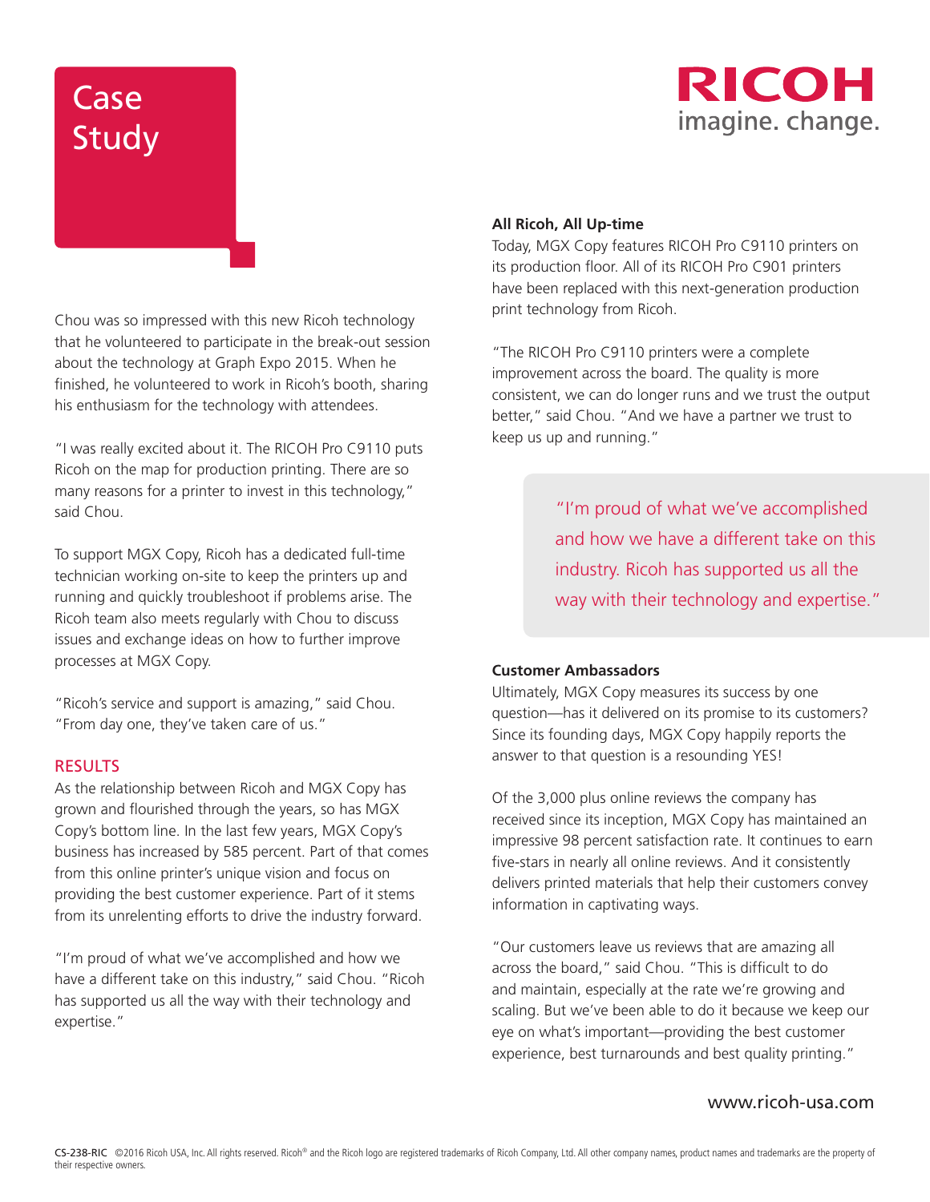# Case Study

Chou was so impressed with this new Ricoh technology that he volunteered to participate in the break-out session about the technology at Graph Expo 2015. When he finished, he volunteered to work in Ricoh's booth, sharing his enthusiasm for the technology with attendees.

"I was really excited about it. The RICOH Pro C9110 puts Ricoh on the map for production printing. There are so many reasons for a printer to invest in this technology," said Chou.

To support MGX Copy, Ricoh has a dedicated full-time technician working on-site to keep the printers up and running and quickly troubleshoot if problems arise. The Ricoh team also meets regularly with Chou to discuss issues and exchange ideas on how to further improve processes at MGX Copy.

"Ricoh's service and support is amazing," said Chou. "From day one, they've taken care of us."

## RESULTS

As the relationship between Ricoh and MGX Copy has grown and flourished through the years, so has MGX Copy's bottom line. In the last few years, MGX Copy's business has increased by 585 percent. Part of that comes from this online printer's unique vision and focus on providing the best customer experience. Part of it stems from its unrelenting efforts to drive the industry forward.

"I'm proud of what we've accomplished and how we have a different take on this industry," said Chou. "Ricoh has supported us all the way with their technology and expertise."

### All Ricoh, All Up-time

Today, MGX Copy features RICOH Pro C9110 printers on its production floor. All of its RICOH Pro C901 printers have been replaced with this next-generation production print technology from Ricoh.

"The RICOH Pro C9110 printers were a complete improvement across the board. The quality is more consistent, we can do longer runs and we trust the output better," said Chou. "And we have a partner we trust to keep us up and running."

> "I'm proud of what we've accomplished and how we have a different take on this industry. Ricoh has supported us all the way with their technology and expertise."

### Customer Ambassadors

Ultimately, MGX Copy measures its success by one question—has it delivered on its promise to its customers? Since its founding days, MGX Copy happily reports the answer to that question is a resounding YES!

Of the 3,000 plus online reviews the company has received since its inception, MGX Copy has maintained an impressive 98 percent satisfaction rate. It continues to earn five-stars in nearly all online reviews. And it consistently delivers printed materials that help their customers convey information in captivating ways.

"Our customers leave us reviews that are amazing all across the board," said Chou. "This is difficult to do and maintain, especially at the rate we're growing and scaling. But we've been able to do it because we keep our eye on what's important—providing the best customer experience, best turnarounds and best quality printing."

www.ricoh-usa.com

**CS-238-RIC** ©2016 Ricoh USA, Inc. All rights reserved. Ricoh® and the Ricoh logo are registered trademarks of Ricoh Company, Ltd. All other company names, product names and trademarks are the property of their respective owners.